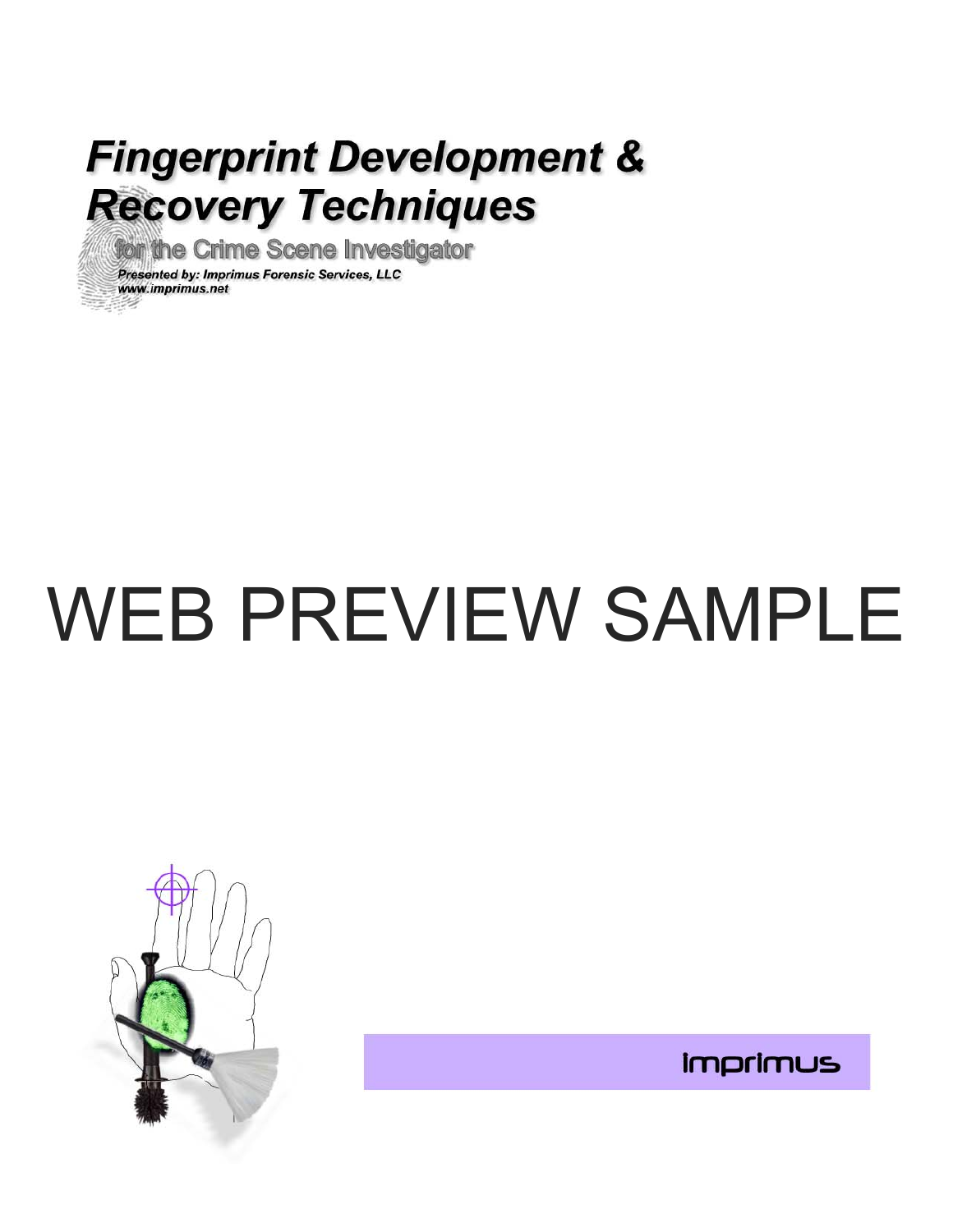# Fingerprint Development & Recovery Techniques

## for the Crime Scene Investigator

***Presented by: Imprimus Forensic Services, LLC***
***www.imprimus.net***

# WEB PREVIEW SAMPLE

imprimus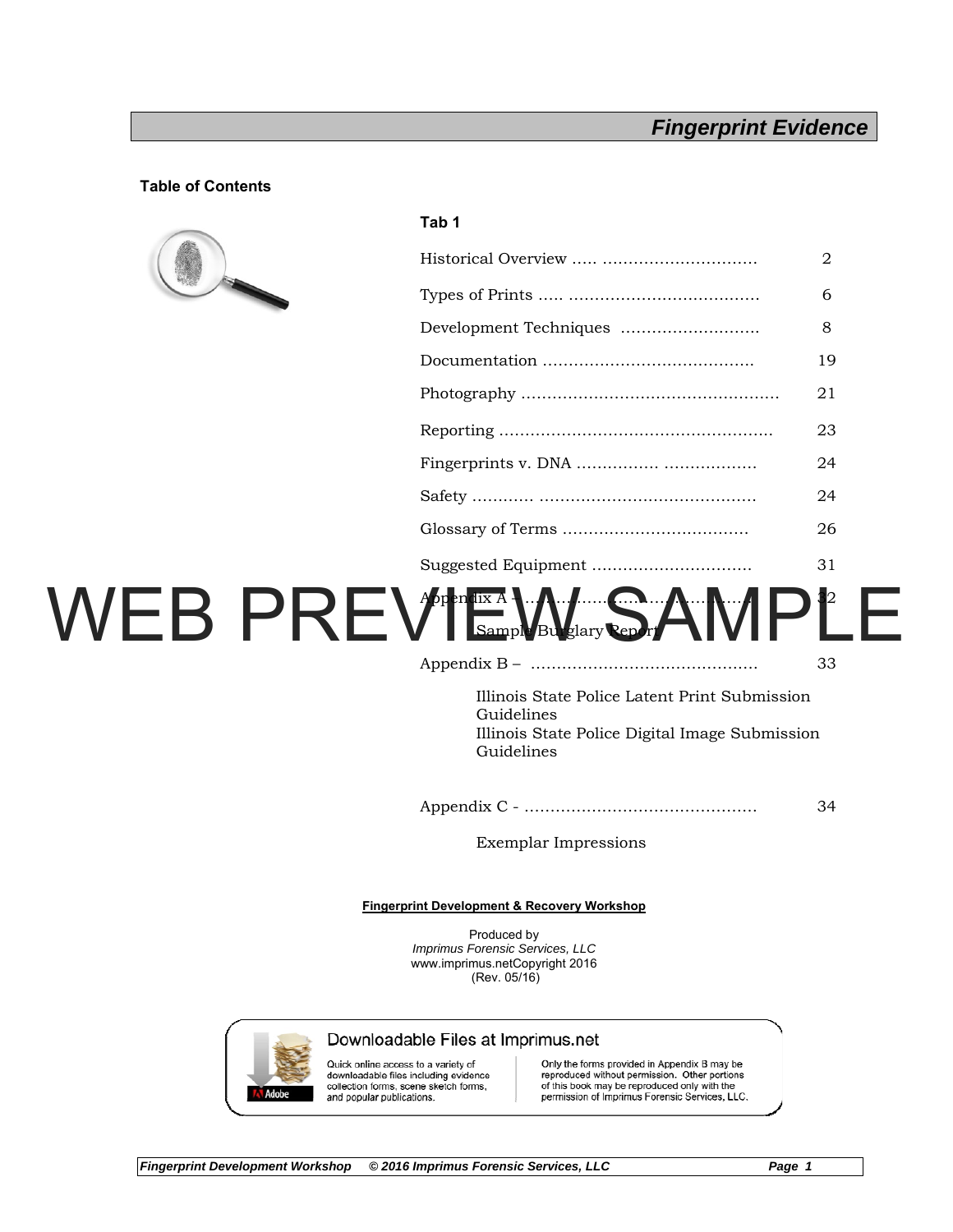# Fingerprint Evidence

## Table of Contents

**Tab 1**

| | |
|---|---|
| Historical Overview | 2 |
| Types of Prints | 6 |
| Development Techniques | 8 |
| Documentation | 19 |
| Photography | 21 |
| Reporting | 23 |
| Fingerprints v. DNA | 24 |
| Safety | 24 |
| Glossary of Terms | 26 |
| Suggested Equipment | 31 |
| Appendix A – Sample Burglary Report | 32 |
| Appendix B – Illinois State Police Latent Print Submission Guidelines; Illinois State Police Digital Image Submission Guidelines | 33 |
| Appendix C – Exemplar Impressions | 34 |

WEB PREVIEW SAMPLE

**Fingerprint Development & Recovery Workshop**

Produced by
*Imprimus Forensic Services, LLC*
www.imprimus.netCopyright 2016
(Rev. 05/16)

Downloadable Files at Imprimus.net

Quick online access to a variety of downloadable files including evidence collection forms, scene sketch forms, and popular publications.

Only the forms provided in Appendix B may be reproduced without permission. Other portions of this book may be reproduced only with the permission of Imprimus Forensic Services, LLC.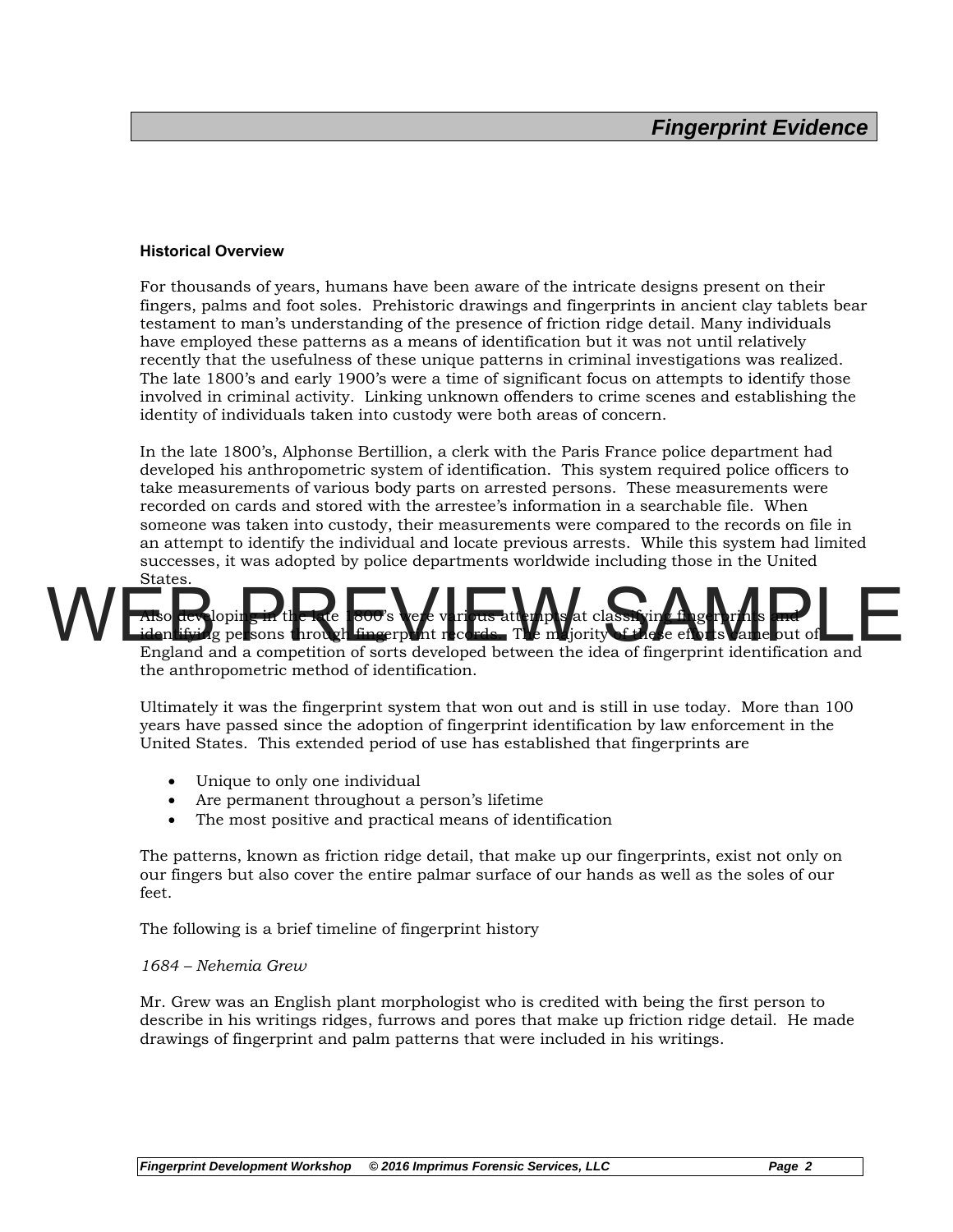### Historical Overview

For thousands of years, humans have been aware of the intricate designs present on their fingers, palms and foot soles. Prehistoric drawings and fingerprints in ancient clay tablets bear testament to man's understanding of the presence of friction ridge detail. Many individuals have employed these patterns as a means of identification but it was not until relatively recently that the usefulness of these unique patterns in criminal investigations was realized. The late 1800's and early 1900's were a time of significant focus on attempts to identify those involved in criminal activity. Linking unknown offenders to crime scenes and establishing the identity of individuals taken into custody were both areas of concern.

In the late 1800's, Alphonse Bertillion, a clerk with the Paris France police department had developed his anthropometric system of identification. This system required police officers to take measurements of various body parts on arrested persons. These measurements were recorded on cards and stored with the arrestee's information in a searchable file. When someone was taken into custody, their measurements were compared to the records on file in an attempt to identify the individual and locate previous arrests. While this system had limited successes, it was adopted by police departments worldwide including those in the United States.

Also developing in the late 1800's were various attempts at classifying fingerprints and identifying persons through fingerprint records. The majority of these efforts came out of England and a competition of sorts developed between the idea of fingerprint identification and the anthropometric method of identification.

Ultimately it was the fingerprint system that won out and is still in use today. More than 100 years have passed since the adoption of fingerprint identification by law enforcement in the United States. This extended period of use has established that fingerprints are

- Unique to only one individual
- Are permanent throughout a person's lifetime
- The most positive and practical means of identification

The patterns, known as friction ridge detail, that make up our fingerprints, exist not only on our fingers but also cover the entire palmar surface of our hands as well as the soles of our feet.

The following is a brief timeline of fingerprint history

*1684 – Nehemia Grew*

Mr. Grew was an English plant morphologist who is credited with being the first person to describe in his writings ridges, furrows and pores that make up friction ridge detail. He made drawings of fingerprint and palm patterns that were included in his writings.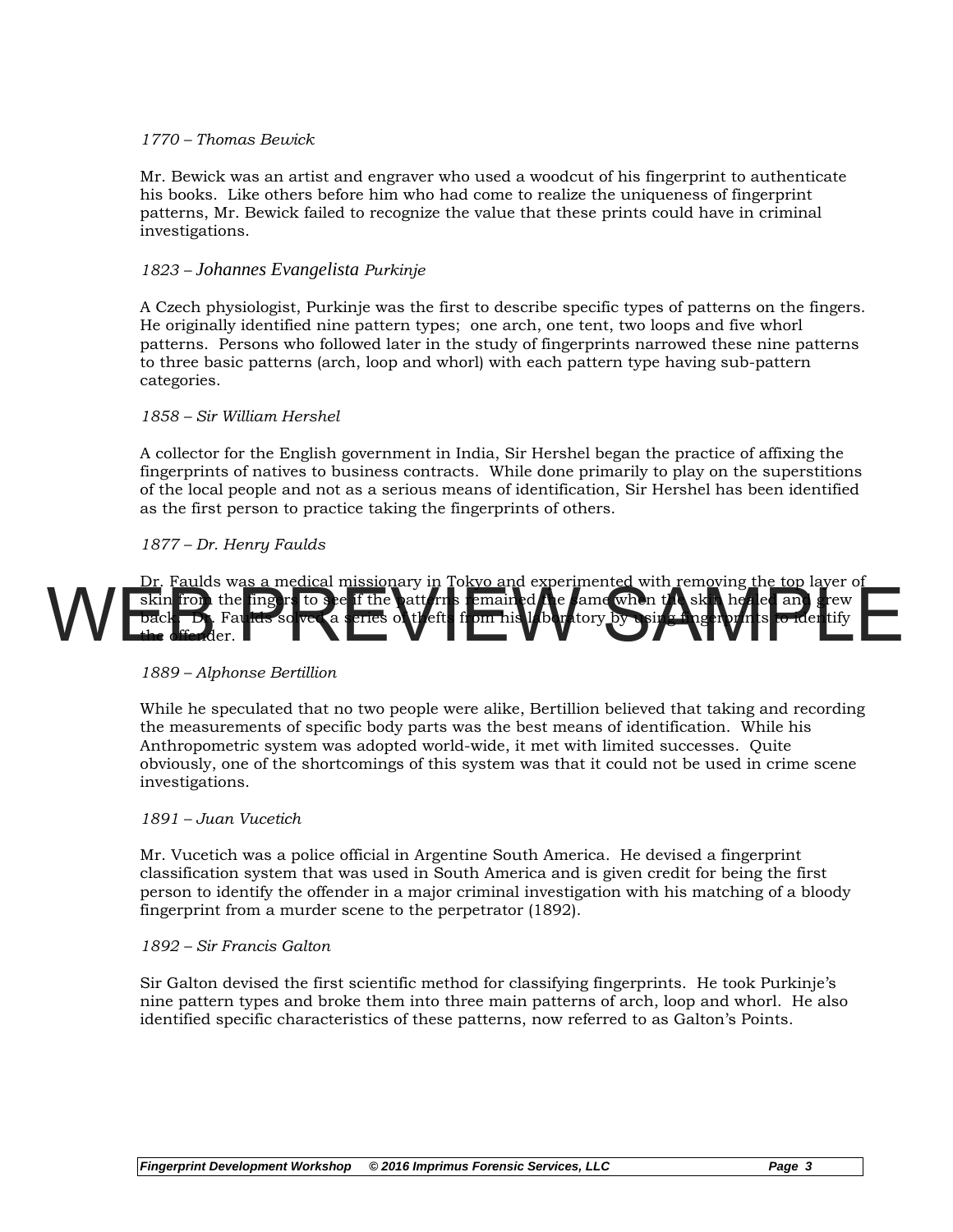*1770 – Thomas Bewick*

Mr. Bewick was an artist and engraver who used a woodcut of his fingerprint to authenticate his books. Like others before him who had come to realize the uniqueness of fingerprint patterns, Mr. Bewick failed to recognize the value that these prints could have in criminal investigations.

*1823 – Johannes Evangelista Purkinje*

A Czech physiologist, Purkinje was the first to describe specific types of patterns on the fingers. He originally identified nine pattern types; one arch, one tent, two loops and five whorl patterns. Persons who followed later in the study of fingerprints narrowed these nine patterns to three basic patterns (arch, loop and whorl) with each pattern type having sub-pattern categories.

*1858 – Sir William Hershel*

A collector for the English government in India, Sir Hershel began the practice of affixing the fingerprints of natives to business contracts. While done primarily to play on the superstitions of the local people and not as a serious means of identification, Sir Hershel has been identified as the first person to practice taking the fingerprints of others.

*1877 – Dr. Henry Faulds*

Dr. Faulds was a medical missionary in Tokyo and experimented with removing the top layer of skin from the fingers to see if the patterns remained the same when the skin healed and grew back. Dr. Faulds solved a series of thefts from his laboratory by using fingerprints to identify the offender.

*1889 – Alphonse Bertillion*

While he speculated that no two people were alike, Bertillion believed that taking and recording the measurements of specific body parts was the best means of identification. While his Anthropometric system was adopted world-wide, it met with limited successes. Quite obviously, one of the shortcomings of this system was that it could not be used in crime scene investigations.

*1891 – Juan Vucetich*

Mr. Vucetich was a police official in Argentine South America. He devised a fingerprint classification system that was used in South America and is given credit for being the first person to identify the offender in a major criminal investigation with his matching of a bloody fingerprint from a murder scene to the perpetrator (1892).

*1892 – Sir Francis Galton*

Sir Galton devised the first scientific method for classifying fingerprints. He took Purkinje's nine pattern types and broke them into three main patterns of arch, loop and whorl. He also identified specific characteristics of these patterns, now referred to as Galton's Points.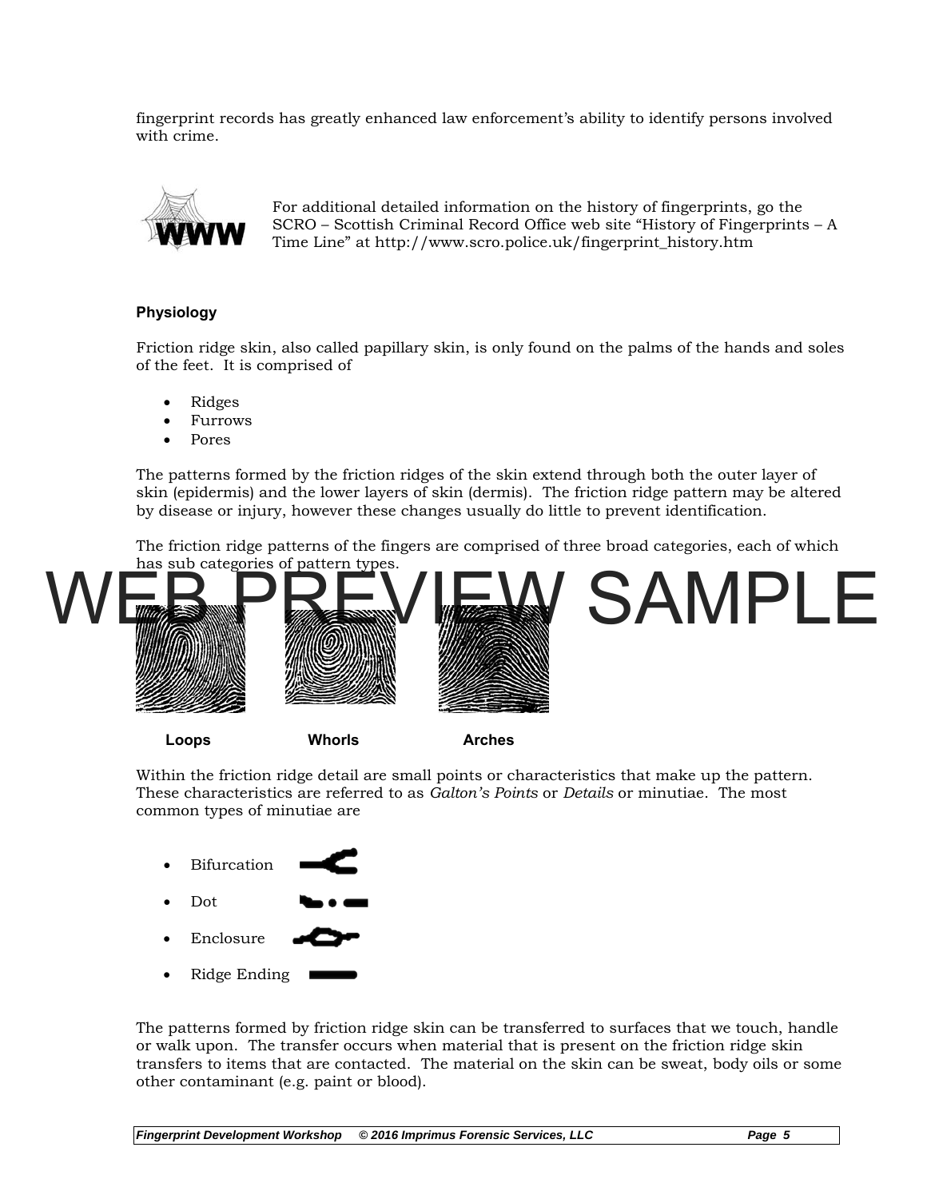fingerprint records has greatly enhanced law enforcement's ability to identify persons involved with crime.

For additional detailed information on the history of fingerprints, go the SCRO – Scottish Criminal Record Office web site "History of Fingerprints – A Time Line" at http://www.scro.police.uk/fingerprint_history.htm

**Physiology**

Friction ridge skin, also called papillary skin, is only found on the palms of the hands and soles of the feet. It is comprised of

- Ridges
- Furrows
- Pores

The patterns formed by the friction ridges of the skin extend through both the outer layer of skin (epidermis) and the lower layers of skin (dermis). The friction ridge pattern may be altered by disease or injury, however these changes usually do little to prevent identification.

The friction ridge patterns of the fingers are comprised of three broad categories, each of which has sub categories of pattern types.

**Loops** **Whorls** **Arches**

Within the friction ridge detail are small points or characteristics that make up the pattern. These characteristics are referred to as *Galton's Points* or *Details* or minutiae. The most common types of minutiae are

- Bifurcation
- Dot
- Enclosure
- Ridge Ending

The patterns formed by friction ridge skin can be transferred to surfaces that we touch, handle or walk upon. The transfer occurs when material that is present on the friction ridge skin transfers to items that are contacted. The material on the skin can be sweat, body oils or some other contaminant (e.g. paint or blood).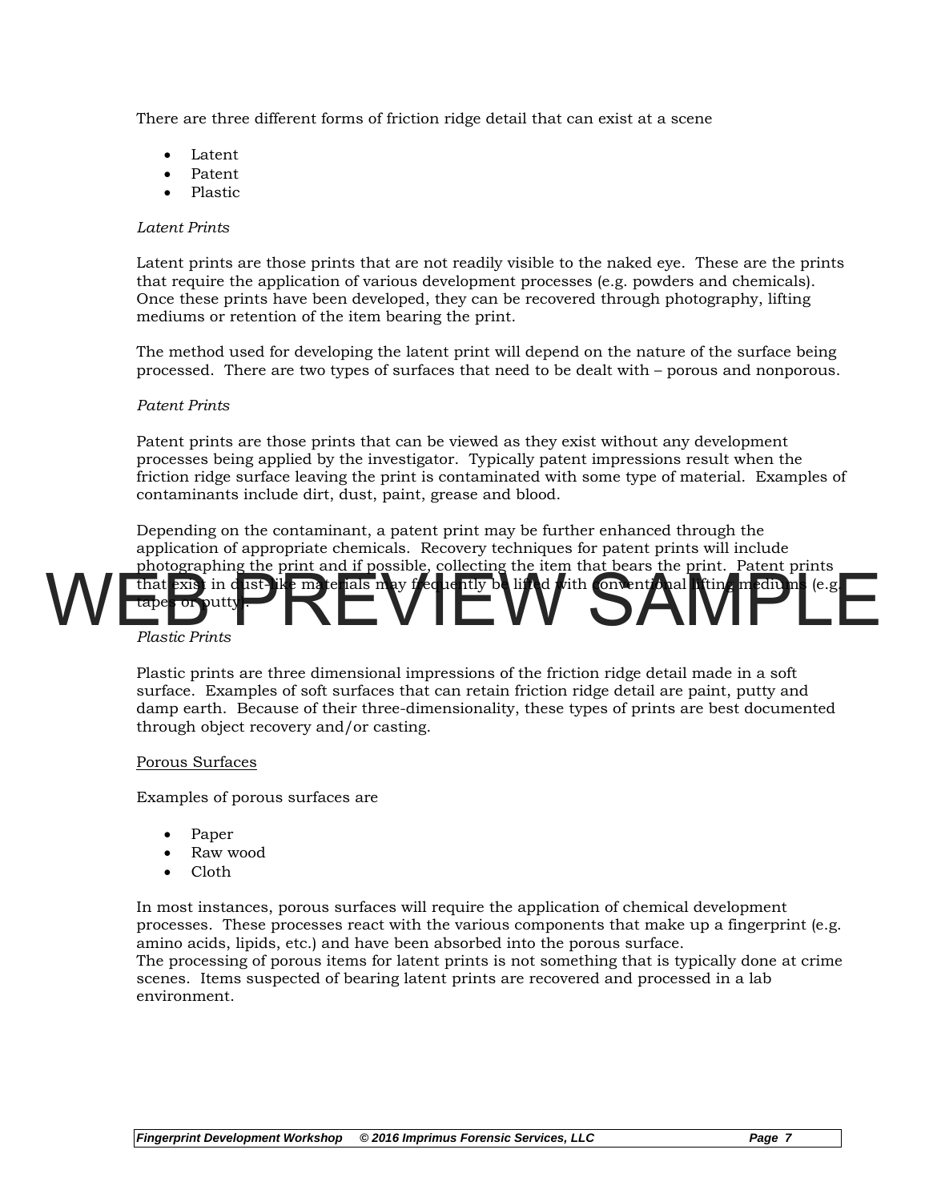There are three different forms of friction ridge detail that can exist at a scene

- Latent
- Patent
- Plastic

*Latent Prints*

Latent prints are those prints that are not readily visible to the naked eye. These are the prints that require the application of various development processes (e.g. powders and chemicals). Once these prints have been developed, they can be recovered through photography, lifting mediums or retention of the item bearing the print.

The method used for developing the latent print will depend on the nature of the surface being processed. There are two types of surfaces that need to be dealt with – porous and nonporous.

*Patent Prints*

Patent prints are those prints that can be viewed as they exist without any development processes being applied by the investigator. Typically patent impressions result when the friction ridge surface leaving the print is contaminated with some type of material. Examples of contaminants include dirt, dust, paint, grease and blood.

Depending on the contaminant, a patent print may be further enhanced through the application of appropriate chemicals. Recovery techniques for patent prints will include photographing the print and if possible, collecting the item that bears the print. Patent prints that exist in dust-like materials may frequently be lifted with conventional lifting mediums (e.g. tapes or putty).

*Plastic Prints*

Plastic prints are three dimensional impressions of the friction ridge detail made in a soft surface. Examples of soft surfaces that can retain friction ridge detail are paint, putty and damp earth. Because of their three-dimensionality, these types of prints are best documented through object recovery and/or casting.

<u>Porous Surfaces</u>

Examples of porous surfaces are

- Paper
- Raw wood
- Cloth

In most instances, porous surfaces will require the application of chemical development processes. These processes react with the various components that make up a fingerprint (e.g. amino acids, lipids, etc.) and have been absorbed into the porous surface.
The processing of porous items for latent prints is not something that is typically done at crime scenes. Items suspected of bearing latent prints are recovered and processed in a lab environment.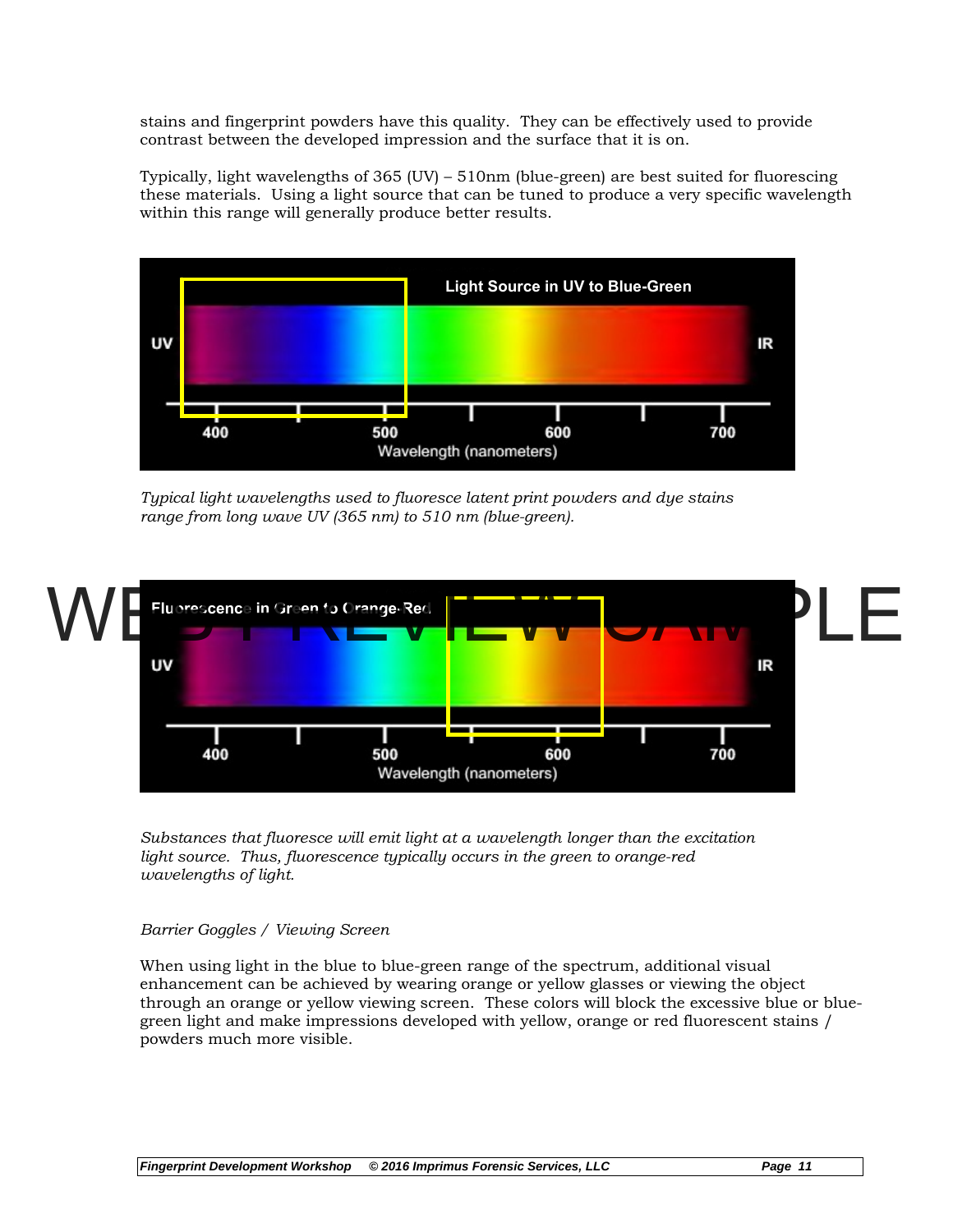stains and fingerprint powders have this quality. They can be effectively used to provide contrast between the developed impression and the surface that it is on.

Typically, light wavelengths of 365 (UV) – 510nm (blue-green) are best suited for fluorescing these materials. Using a light source that can be tuned to produce a very specific wavelength within this range will generally produce better results.

*Typical light wavelengths used to fluoresce latent print powders and dye stains range from long wave UV (365 nm) to 510 nm (blue-green).*

*Substances that fluoresce will emit light at a wavelength longer than the excitation light source. Thus, fluorescence typically occurs in the green to orange-red wavelengths of light.*

*Barrier Goggles / Viewing Screen*

When using light in the blue to blue-green range of the spectrum, additional visual enhancement can be achieved by wearing orange or yellow glasses or viewing the object through an orange or yellow viewing screen. These colors will block the excessive blue or blue-green light and make impressions developed with yellow, orange or red fluorescent stains / powders much more visible.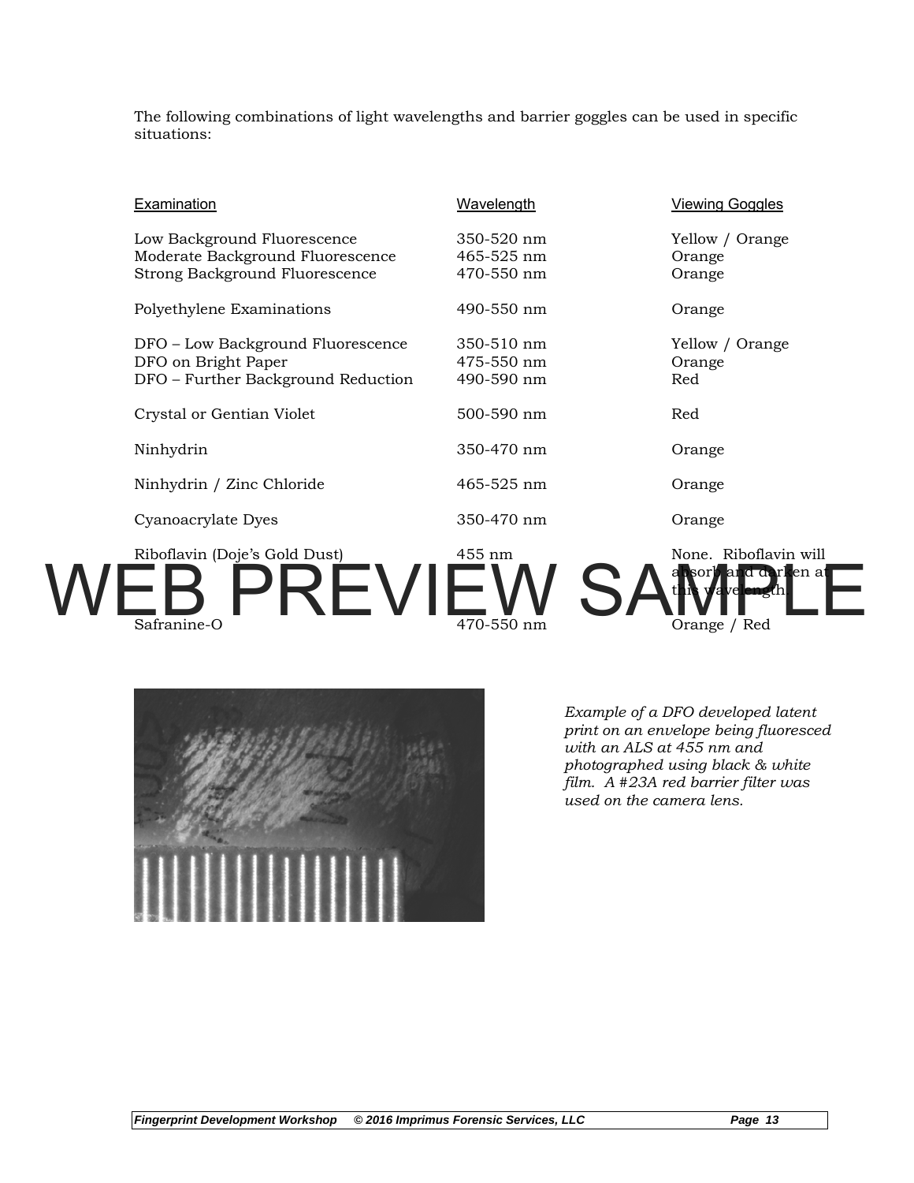The following combinations of light wavelengths and barrier goggles can be used in specific situations:

| Examination | Wavelength | Viewing Goggles |
|---|---|---|
| Low Background Fluorescence | 350-520 nm | Yellow / Orange |
| Moderate Background Fluorescence | 465-525 nm | Orange |
| Strong Background Fluorescence | 470-550 nm | Orange |
| Polyethylene Examinations | 490-550 nm | Orange |
| DFO – Low Background Fluorescence | 350-510 nm | Yellow / Orange |
| DFO on Bright Paper | 475-550 nm | Orange |
| DFO – Further Background Reduction | 490-590 nm | Red |
| Crystal or Gentian Violet | 500-590 nm | Red |
| Ninhydrin | 350-470 nm | Orange |
| Ninhydrin / Zinc Chloride | 465-525 nm | Orange |
| Cyanoacrylate Dyes | 350-470 nm | Orange |
| Riboflavin (Doje's Gold Dust) | 455 nm | None. Riboflavin will absorb and darken at this wavelength. |
| Safranine-O | 470-550 nm | Orange / Red |

WEB PREVIEW SAMPLE

*Example of a DFO developed latent print on an envelope being fluoresced with an ALS at 455 nm and photographed using black & white film. A #23A red barrier filter was used on the camera lens.*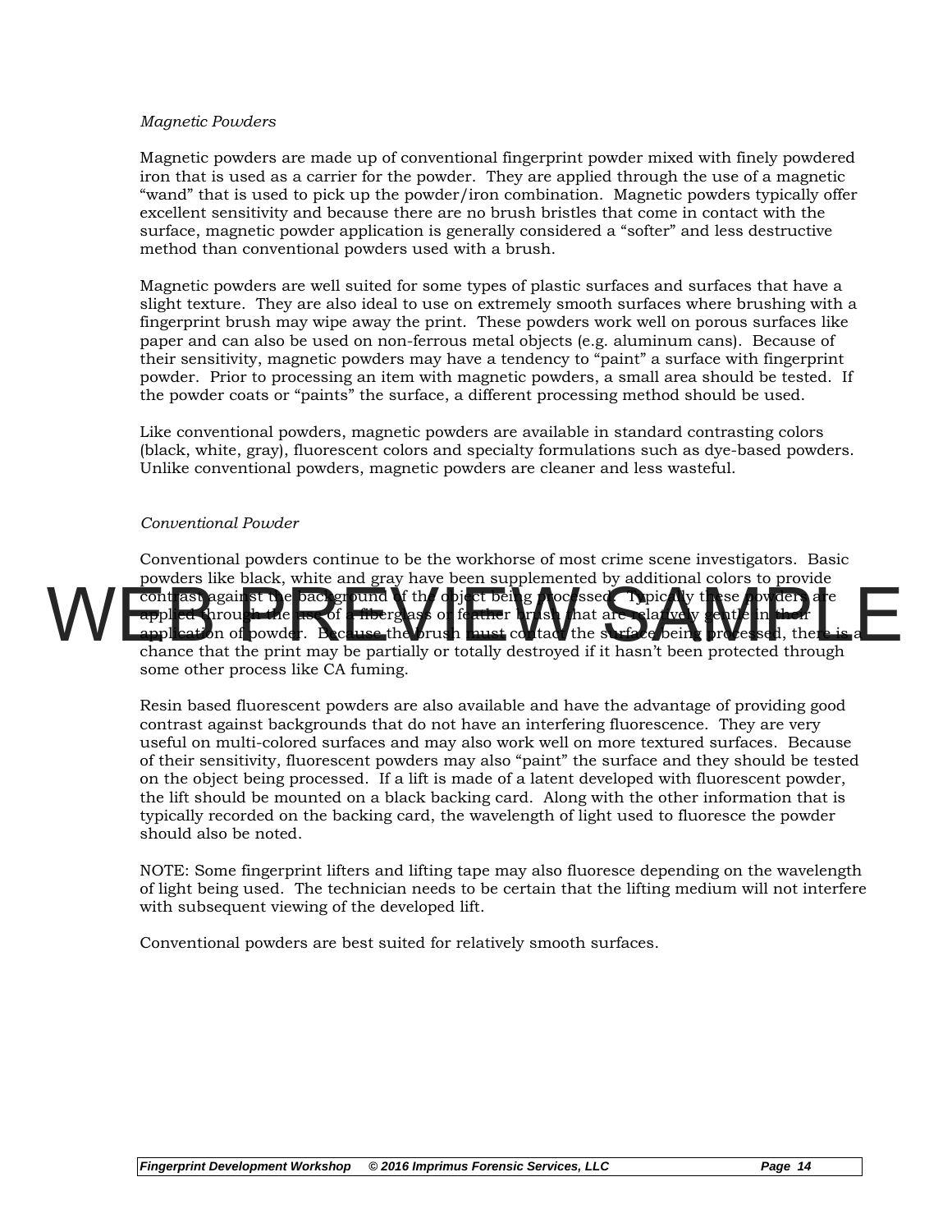*Magnetic Powders*

Magnetic powders are made up of conventional fingerprint powder mixed with finely powdered iron that is used as a carrier for the powder. They are applied through the use of a magnetic “wand” that is used to pick up the powder/iron combination. Magnetic powders typically offer excellent sensitivity and because there are no brush bristles that come in contact with the surface, magnetic powder application is generally considered a “softer” and less destructive method than conventional powders used with a brush.

Magnetic powders are well suited for some types of plastic surfaces and surfaces that have a slight texture. They are also ideal to use on extremely smooth surfaces where brushing with a fingerprint brush may wipe away the print. These powders work well on porous surfaces like paper and can also be used on non-ferrous metal objects (e.g. aluminum cans). Because of their sensitivity, magnetic powders may have a tendency to “paint” a surface with fingerprint powder. Prior to processing an item with magnetic powders, a small area should be tested. If the powder coats or “paints” the surface, a different processing method should be used.

Like conventional powders, magnetic powders are available in standard contrasting colors (black, white, gray), fluorescent colors and specialty formulations such as dye-based powders. Unlike conventional powders, magnetic powders are cleaner and less wasteful.

*Conventional Powder*

Conventional powders continue to be the workhorse of most crime scene investigators. Basic powders like black, white and gray have been supplemented by additional colors to provide contrast against the background of the object being processed. Typically these powders are applied through the use of a fiberglass or feather brush that are relatively gentle in their application of powder. Because the brush must contact the surface being processed, there is a chance that the print may be partially or totally destroyed if it hasn’t been protected through some other process like CA fuming.

Resin based fluorescent powders are also available and have the advantage of providing good contrast against backgrounds that do not have an interfering fluorescence. They are very useful on multi-colored surfaces and may also work well on more textured surfaces. Because of their sensitivity, fluorescent powders may also “paint” the surface and they should be tested on the object being processed. If a lift is made of a latent developed with fluorescent powder, the lift should be mounted on a black backing card. Along with the other information that is typically recorded on the backing card, the wavelength of light used to fluoresce the powder should also be noted.

NOTE: Some fingerprint lifters and lifting tape may also fluoresce depending on the wavelength of light being used. The technician needs to be certain that the lifting medium will not interfere with subsequent viewing of the developed lift.

Conventional powders are best suited for relatively smooth surfaces.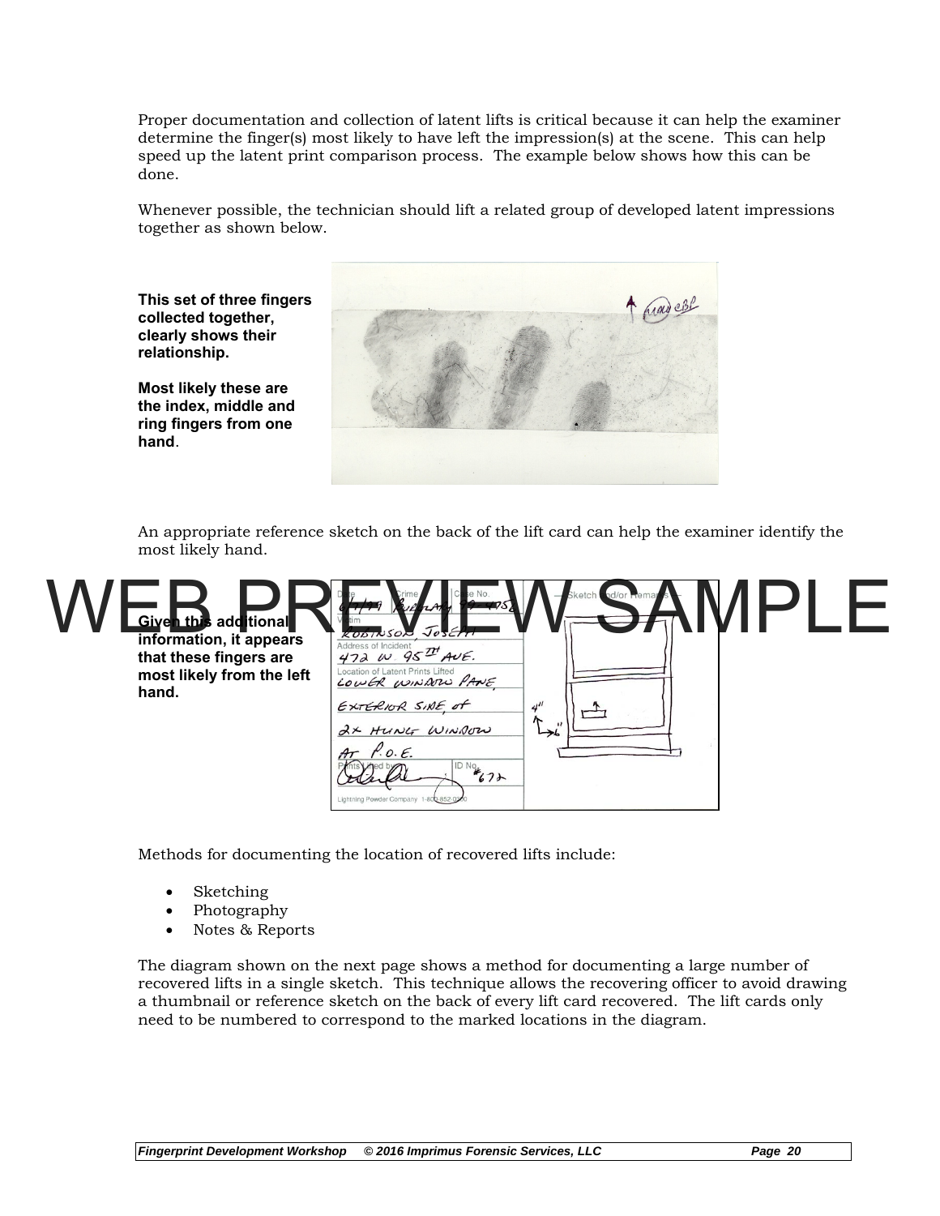Proper documentation and collection of latent lifts is critical because it can help the examiner determine the finger(s) most likely to have left the impression(s) at the scene. This can help speed up the latent print comparison process. The example below shows how this can be done.

Whenever possible, the technician should lift a related group of developed latent impressions together as shown below.

**This set of three fingers collected together, clearly shows their relationship.**

**Most likely these are the index, middle and ring fingers from one hand.**

An appropriate reference sketch on the back of the lift card can help the examiner identify the most likely hand.

**Given this additional information, it appears that these fingers are most likely from the left hand.**

Methods for documenting the location of recovered lifts include:

- Sketching
- Photography
- Notes & Reports

The diagram shown on the next page shows a method for documenting a large number of recovered lifts in a single sketch. This technique allows the recovering officer to avoid drawing a thumbnail or reference sketch on the back of every lift card recovered. The lift cards only need to be numbered to correspond to the marked locations in the diagram.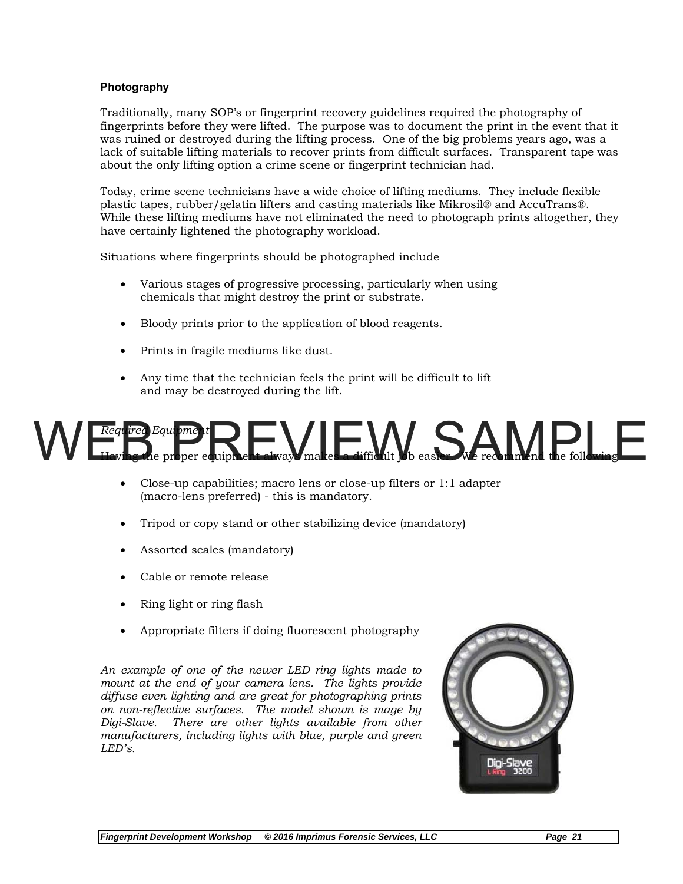**Photography**

Traditionally, many SOP's or fingerprint recovery guidelines required the photography of fingerprints before they were lifted. The purpose was to document the print in the event that it was ruined or destroyed during the lifting process. One of the big problems years ago, was a lack of suitable lifting materials to recover prints from difficult surfaces. Transparent tape was about the only lifting option a crime scene or fingerprint technician had.

Today, crime scene technicians have a wide choice of lifting mediums. They include flexible plastic tapes, rubber/gelatin lifters and casting materials like Mikrosil® and AccuTrans®. While these lifting mediums have not eliminated the need to photograph prints altogether, they have certainly lightened the photography workload.

Situations where fingerprints should be photographed include

- Various stages of progressive processing, particularly when using chemicals that might destroy the print or substrate.
- Bloody prints prior to the application of blood reagents.
- Prints in fragile mediums like dust.
- Any time that the technician feels the print will be difficult to lift and may be destroyed during the lift.

*Required Equipment*

Having the proper equipment always makes a difficult job easier. We recommend the following

- Close-up capabilities; macro lens or close-up filters or 1:1 adapter (macro-lens preferred) - this is mandatory.
- Tripod or copy stand or other stabilizing device (mandatory)
- Assorted scales (mandatory)
- Cable or remote release
- Ring light or ring flash
- Appropriate filters if doing fluorescent photography

*An example of one of the newer LED ring lights made to mount at the end of your camera lens. The lights provide diffuse even lighting and are great for photographing prints on non-reflective surfaces. The model shown is mage by Digi-Slave. There are other lights available from other manufacturers, including lights with blue, purple and green LED's.*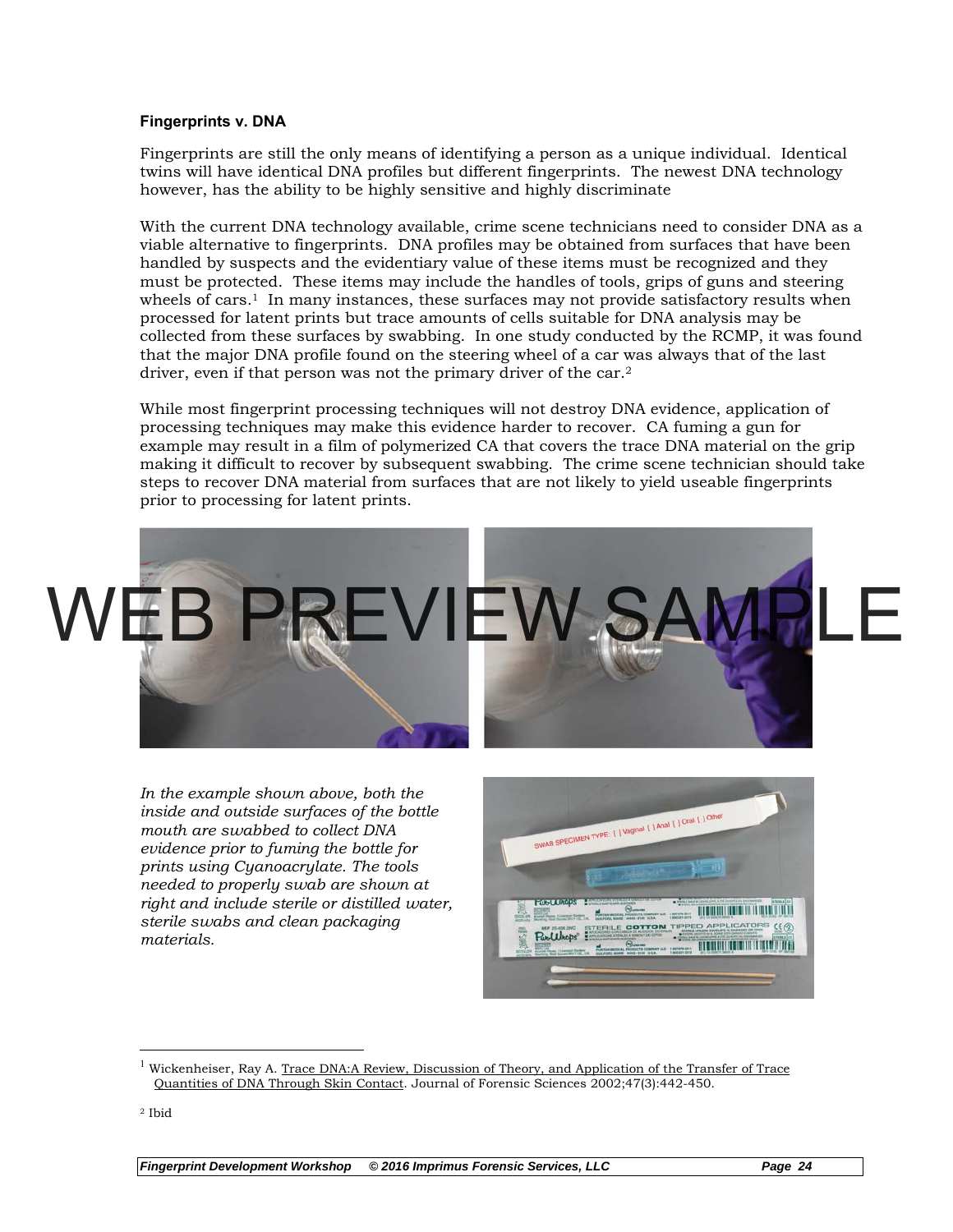**Fingerprints v. DNA**

Fingerprints are still the only means of identifying a person as a unique individual. Identical twins will have identical DNA profiles but different fingerprints. The newest DNA technology however, has the ability to be highly sensitive and highly discriminate

With the current DNA technology available, crime scene technicians need to consider DNA as a viable alternative to fingerprints. DNA profiles may be obtained from surfaces that have been handled by suspects and the evidentiary value of these items must be recognized and they must be protected. These items may include the handles of tools, grips of guns and steering wheels of cars.[1] In many instances, these surfaces may not provide satisfactory results when processed for latent prints but trace amounts of cells suitable for DNA analysis may be collected from these surfaces by swabbing. In one study conducted by the RCMP, it was found that the major DNA profile found on the steering wheel of a car was always that of the last driver, even if that person was not the primary driver of the car.[2]

While most fingerprint processing techniques will not destroy DNA evidence, application of processing techniques may make this evidence harder to recover. CA fuming a gun for example may result in a film of polymerized CA that covers the trace DNA material on the grip making it difficult to recover by subsequent swabbing. The crime scene technician should take steps to recover DNA material from surfaces that are not likely to yield useable fingerprints prior to processing for latent prints.

*In the example shown above, both the inside and outside surfaces of the bottle mouth are swabbed to collect DNA evidence prior to fuming the bottle for prints using Cyanoacrylate. The tools needed to properly swab are shown at right and include sterile or distilled water, sterile swabs and clean packaging materials.*

---

[1] Wickenheiser, Ray A. Trace DNA:A Review, Discussion of Theory, and Application of the Transfer of Trace Quantities of DNA Through Skin Contact. Journal of Forensic Sciences 2002;47(3):442-450.

[2] Ibid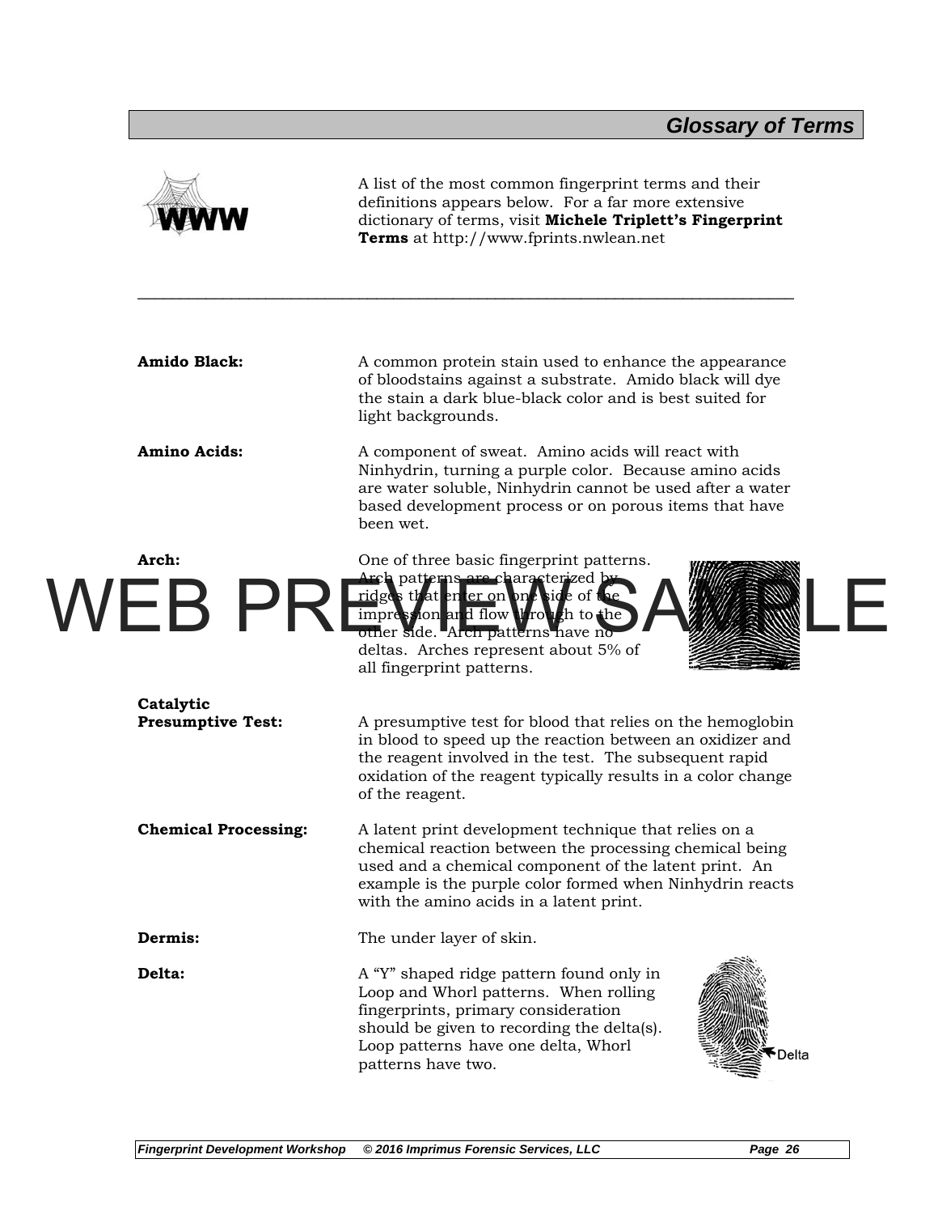## Glossary of Terms

A list of the most common fingerprint terms and their definitions appears below. For a far more extensive dictionary of terms, visit **Michele Triplett's Fingerprint Terms** at http://www.fprints.nwlean.net

---

**Amido Black:** A common protein stain used to enhance the appearance of bloodstains against a substrate. Amido black will dye the stain a dark blue-black color and is best suited for light backgrounds.

**Amino Acids:** A component of sweat. Amino acids will react with Ninhydrin, turning a purple color. Because amino acids are water soluble, Ninhydrin cannot be used after a water based development process or on porous items that have been wet.

**Arch:** One of three basic fingerprint patterns. Arch patterns are characterized by ridges that enter on one side of the impression and flow through to the other side. Arch patterns have no deltas. Arches represent about 5% of all fingerprint patterns.

**Catalytic Presumptive Test:** A presumptive test for blood that relies on the hemoglobin in blood to speed up the reaction between an oxidizer and the reagent involved in the test. The subsequent rapid oxidation of the reagent typically results in a color change of the reagent.

**Chemical Processing:** A latent print development technique that relies on a chemical reaction between the processing chemical being used and a chemical component of the latent print. An example is the purple color formed when Ninhydrin reacts with the amino acids in a latent print.

**Dermis:** The under layer of skin.

**Delta:** A "Y" shaped ridge pattern found only in Loop and Whorl patterns. When rolling fingerprints, primary consideration should be given to recording the delta(s). Loop patterns have one delta, Whorl patterns have two.